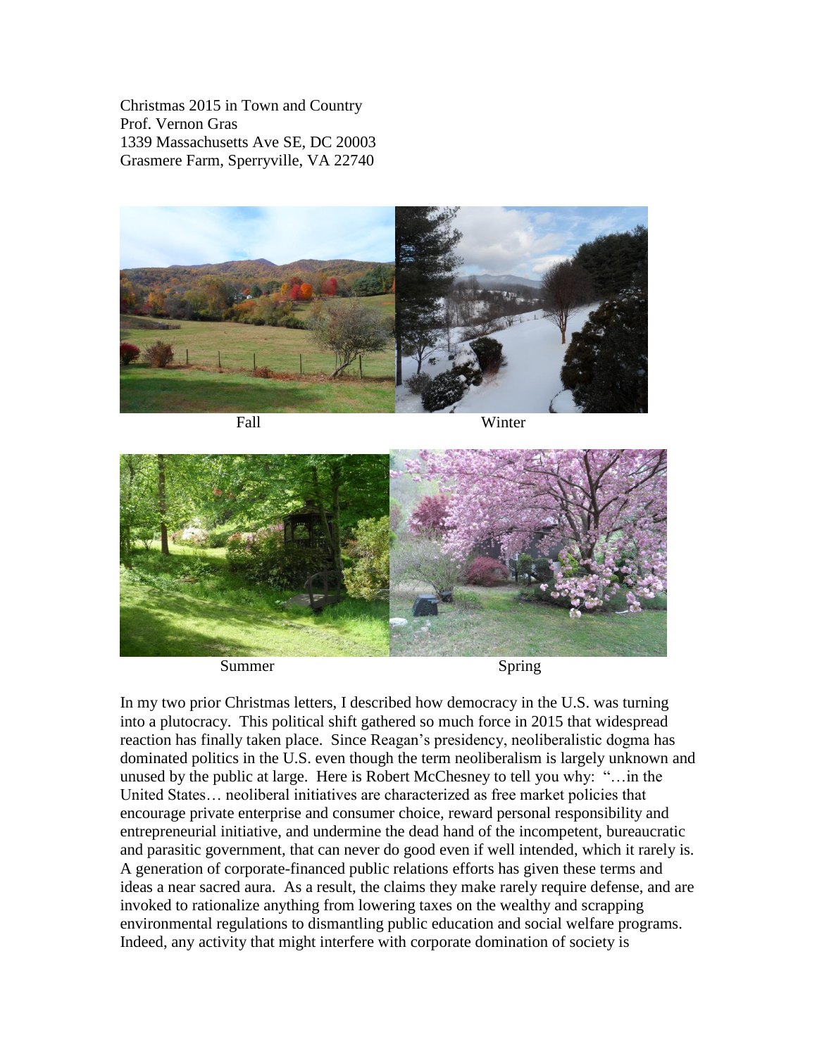Christmas 2015 in Town and Country
Prof. Vernon Gras
1339 Massachusetts Ave SE, DC 20003
Grasmere Farm, Sperryville, VA 22740

Fall Winter

Summer Spring

In my two prior Christmas letters, I described how democracy in the U.S. was turning into a plutocracy. This political shift gathered so much force in 2015 that widespread reaction has finally taken place. Since Reagan's presidency, neoliberalistic dogma has dominated politics in the U.S. even though the term neoliberalism is largely unknown and unused by the public at large. Here is Robert McChesney to tell you why: "…in the United States… neoliberal initiatives are characterized as free market policies that encourage private enterprise and consumer choice, reward personal responsibility and entrepreneurial initiative, and undermine the dead hand of the incompetent, bureaucratic and parasitic government, that can never do good even if well intended, which it rarely is. A generation of corporate-financed public relations efforts has given these terms and ideas a near sacred aura. As a result, the claims they make rarely require defense, and are invoked to rationalize anything from lowering taxes on the wealthy and scrapping environmental regulations to dismantling public education and social welfare programs. Indeed, any activity that might interfere with corporate domination of society is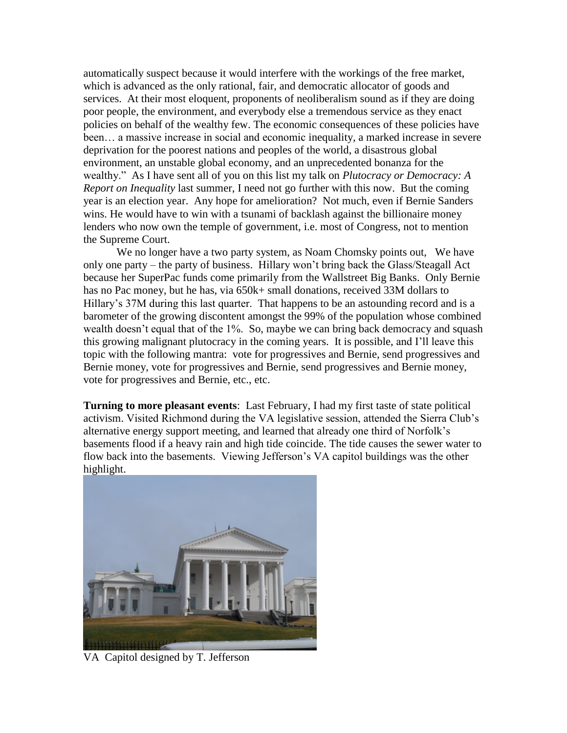automatically suspect because it would interfere with the workings of the free market, which is advanced as the only rational, fair, and democratic allocator of goods and services. At their most eloquent, proponents of neoliberalism sound as if they are doing poor people, the environment, and everybody else a tremendous service as they enact policies on behalf of the wealthy few. The economic consequences of these policies have been… a massive increase in social and economic inequality, a marked increase in severe deprivation for the poorest nations and peoples of the world, a disastrous global environment, an unstable global economy, and an unprecedented bonanza for the wealthy." As I have sent all of you on this list my talk on *Plutocracy or Democracy: A Report on Inequality* last summer, I need not go further with this now. But the coming year is an election year. Any hope for amelioration? Not much, even if Bernie Sanders wins. He would have to win with a tsunami of backlash against the billionaire money lenders who now own the temple of government, i.e. most of Congress, not to mention the Supreme Court.

We no longer have a two party system, as Noam Chomsky points out, We have only one party – the party of business. Hillary won't bring back the Glass/Steagall Act because her SuperPac funds come primarily from the Wallstreet Big Banks. Only Bernie has no Pac money, but he has, via 650k+ small donations, received 33M dollars to Hillary's 37M during this last quarter. That happens to be an astounding record and is a barometer of the growing discontent amongst the 99% of the population whose combined wealth doesn't equal that of the 1%. So, maybe we can bring back democracy and squash this growing malignant plutocracy in the coming years. It is possible, and I'll leave this topic with the following mantra: vote for progressives and Bernie, send progressives and Bernie money, vote for progressives and Bernie, send progressives and Bernie money, vote for progressives and Bernie, etc., etc.

**Turning to more pleasant events**: Last February, I had my first taste of state political activism. Visited Richmond during the VA legislative session, attended the Sierra Club's alternative energy support meeting, and learned that already one third of Norfolk's basements flood if a heavy rain and high tide coincide. The tide causes the sewer water to flow back into the basements. Viewing Jefferson's VA capitol buildings was the other highlight.

VA Capitol designed by T. Jefferson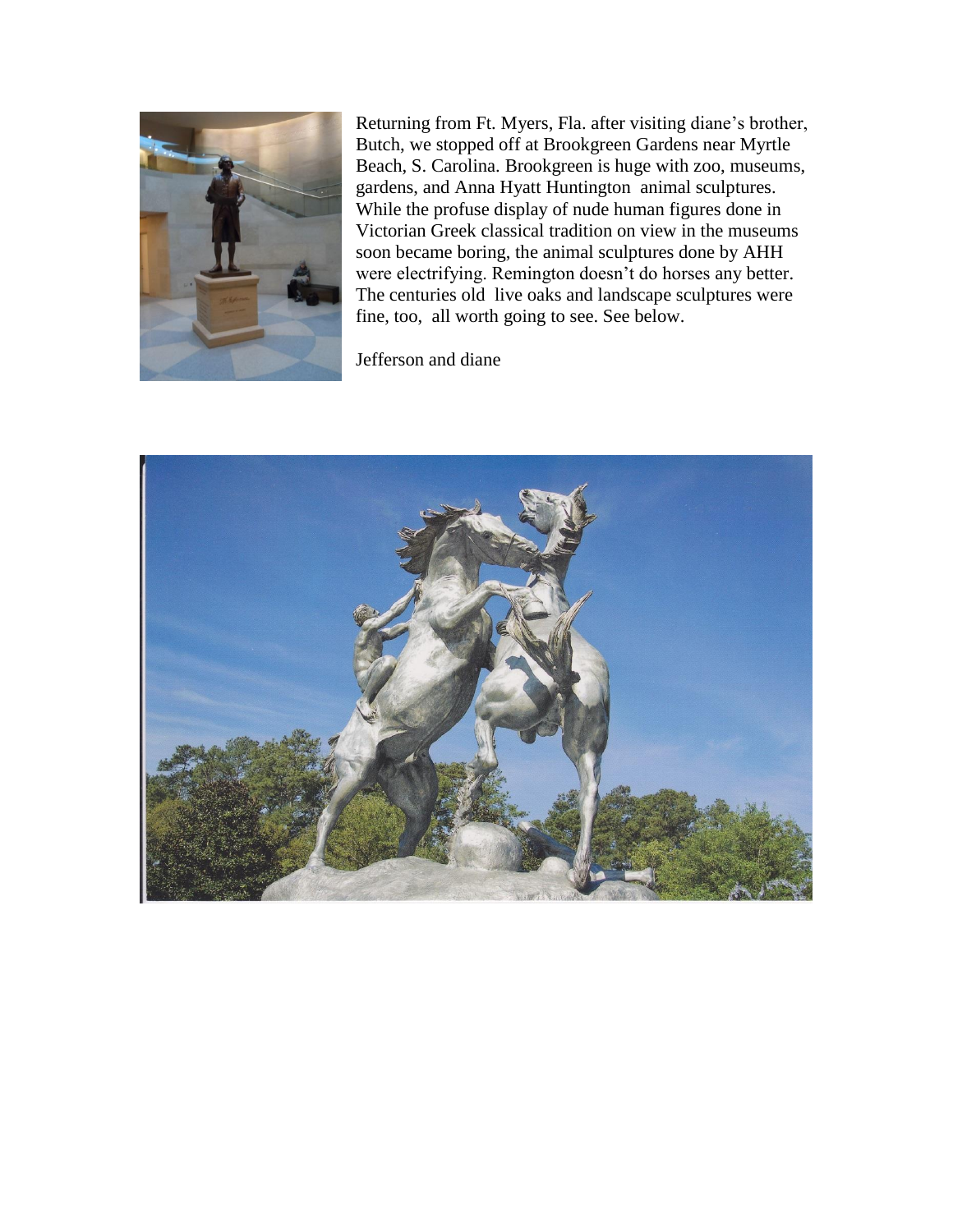Returning from Ft. Myers, Fla. after visiting diane's brother, Butch, we stopped off at Brookgreen Gardens near Myrtle Beach, S. Carolina. Brookgreen is huge with zoo, museums, gardens, and Anna Hyatt Huntington animal sculptures. While the profuse display of nude human figures done in Victorian Greek classical tradition on view in the museums soon became boring, the animal sculptures done by AHH were electrifying. Remington doesn't do horses any better. The centuries old live oaks and landscape sculptures were fine, too, all worth going to see. See below.

Jefferson and diane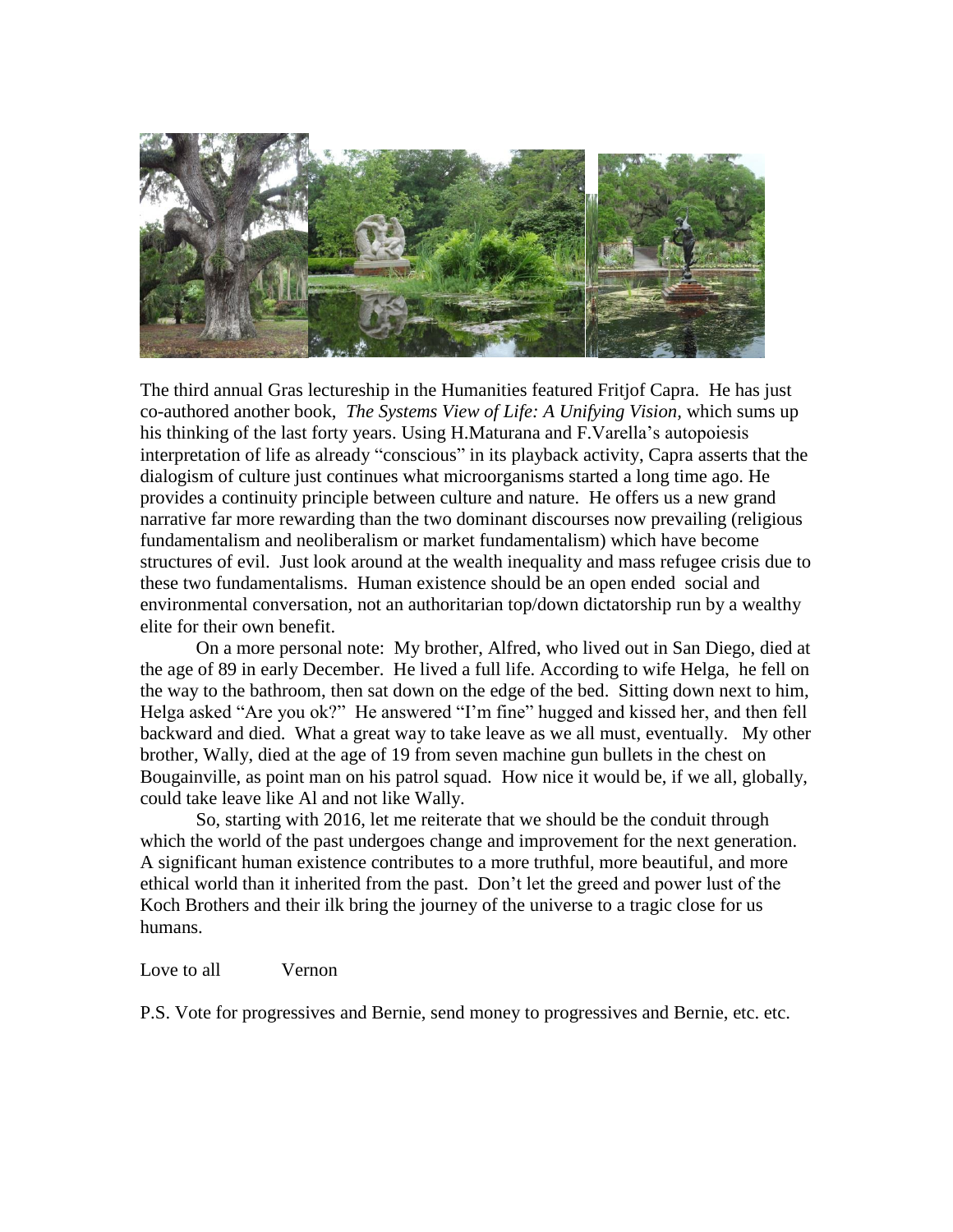The third annual Gras lectureship in the Humanities featured Fritjof Capra. He has just co-authored another book, *The Systems View of Life: A Unifying Vision*, which sums up his thinking of the last forty years. Using H.Maturana and F.Varella's autopoiesis interpretation of life as already "conscious" in its playback activity, Capra asserts that the dialogism of culture just continues what microorganisms started a long time ago. He provides a continuity principle between culture and nature. He offers us a new grand narrative far more rewarding than the two dominant discourses now prevailing (religious fundamentalism and neoliberalism or market fundamentalism) which have become structures of evil. Just look around at the wealth inequality and mass refugee crisis due to these two fundamentalisms. Human existence should be an open ended social and environmental conversation, not an authoritarian top/down dictatorship run by a wealthy elite for their own benefit.

On a more personal note: My brother, Alfred, who lived out in San Diego, died at the age of 89 in early December. He lived a full life. According to wife Helga, he fell on the way to the bathroom, then sat down on the edge of the bed. Sitting down next to him, Helga asked "Are you ok?" He answered "I'm fine" hugged and kissed her, and then fell backward and died. What a great way to take leave as we all must, eventually. My other brother, Wally, died at the age of 19 from seven machine gun bullets in the chest on Bougainville, as point man on his patrol squad. How nice it would be, if we all, globally, could take leave like Al and not like Wally.

So, starting with 2016, let me reiterate that we should be the conduit through which the world of the past undergoes change and improvement for the next generation. A significant human existence contributes to a more truthful, more beautiful, and more ethical world than it inherited from the past. Don't let the greed and power lust of the Koch Brothers and their ilk bring the journey of the universe to a tragic close for us humans.

Love to all Vernon

P.S. Vote for progressives and Bernie, send money to progressives and Bernie, etc. etc.